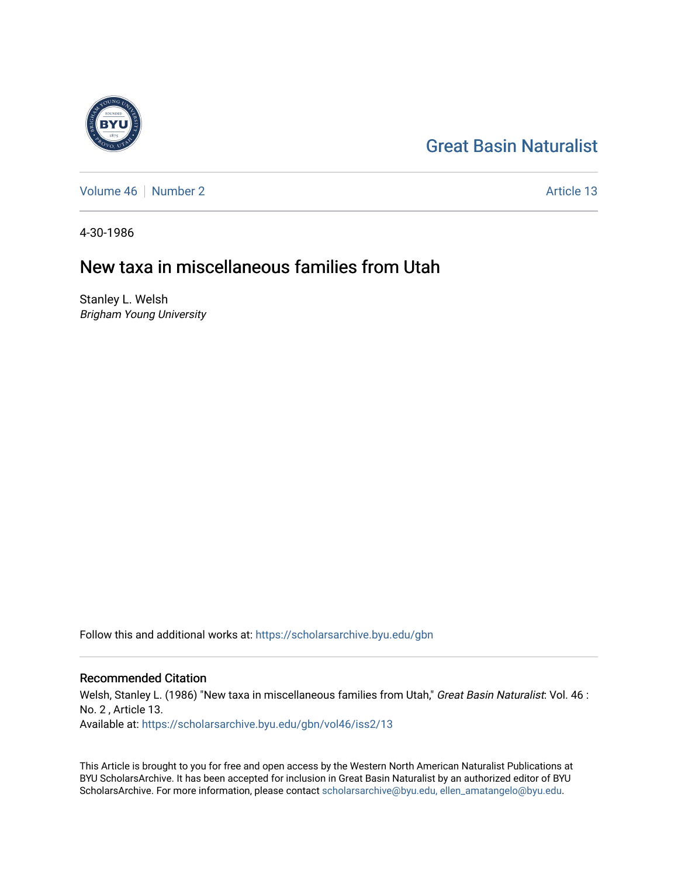Great Basin Naturalist

Volume 46 | Number 2

Article 13

4-30-1986

# New taxa in miscellaneous families from Utah

Stanley L. Welsh
*Brigham Young University*

Follow this and additional works at: https://scholarsarchive.byu.edu/gbn

## Recommended Citation

Welsh, Stanley L. (1986) "New taxa in miscellaneous families from Utah," *Great Basin Naturalist*: Vol. 46 : No. 2 , Article 13.
Available at: https://scholarsarchive.byu.edu/gbn/vol46/iss2/13

This Article is brought to you for free and open access by the Western North American Naturalist Publications at BYU ScholarsArchive. It has been accepted for inclusion in Great Basin Naturalist by an authorized editor of BYU ScholarsArchive. For more information, please contact scholarsarchive@byu.edu, ellen_amatangelo@byu.edu.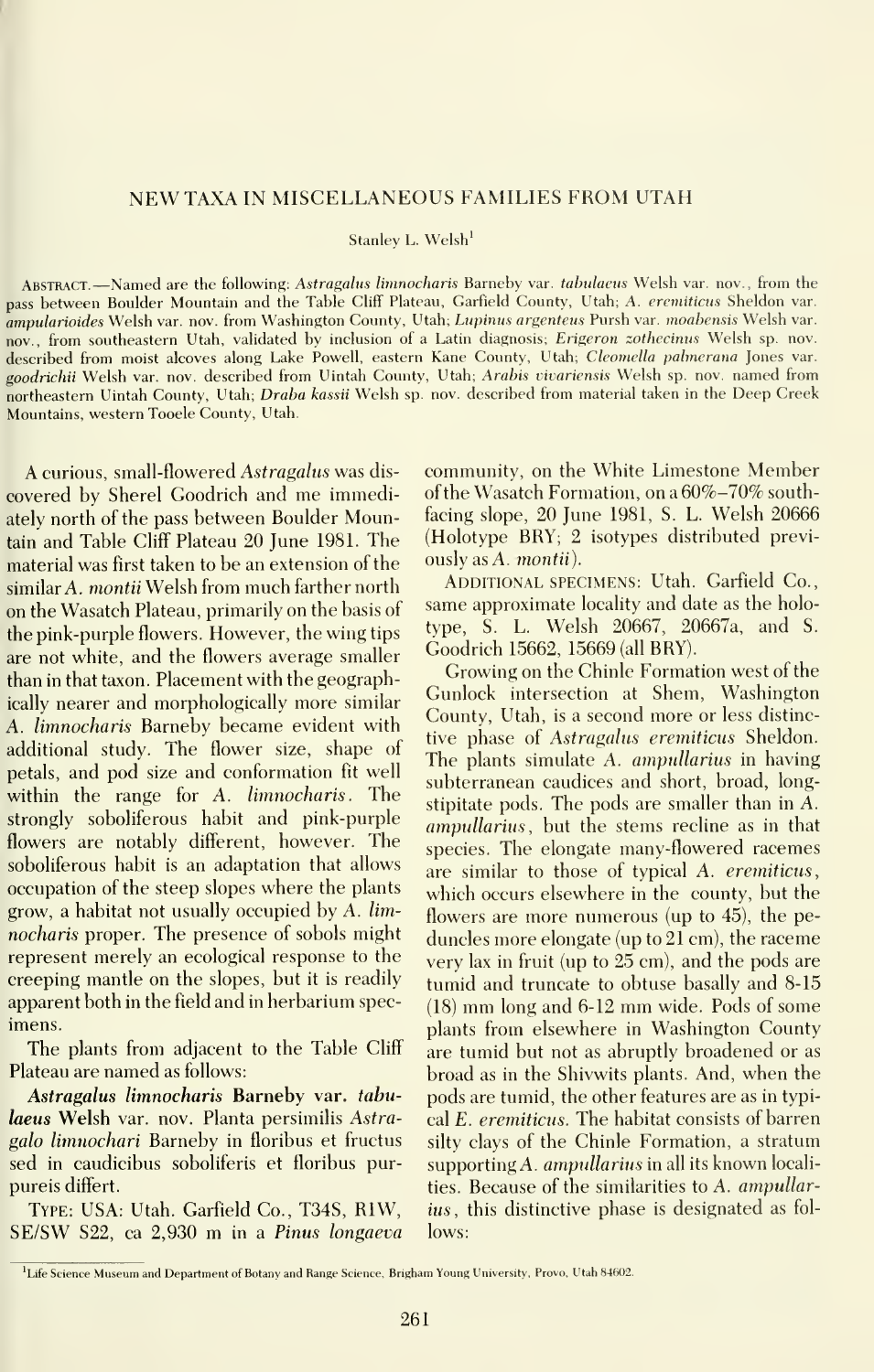# NEW TAXA IN MISCELLANEOUS FAMILIES FROM UTAH

Stanley L. Welsh[1]

ABSTRACT.—Named are the following: *Astragalus limnocharis* Barneby var. *tabulaeus* Welsh var. nov., from the pass between Boulder Mountain and the Table Cliff Plateau, Garfield County, Utah; *A. eremiticus* Sheldon var. *ampularioides* Welsh var. nov. from Washington County, Utah; *Lupinus argenteus* Pursh var. *moabensis* Welsh var. nov., from southeastern Utah, validated by inclusion of a Latin diagnosis; *Erigeron zothecinus* Welsh sp. nov. described from moist alcoves along Lake Powell, eastern Kane County, Utah; *Cleomella palmerana* Jones var. *goodrichii* Welsh var. nov. described from Uintah County, Utah; *Arabis vivariensis* Welsh sp. nov. named from northeastern Uintah County, Utah; *Draba kassii* Welsh sp. nov. described from material taken in the Deep Creek Mountains, western Tooele County, Utah.

A curious, small-flowered *Astragalus* was discovered by Sherel Goodrich and me immediately north of the pass between Boulder Mountain and Table Cliff Plateau 20 June 1981. The material was first taken to be an extension of the similar *A. montii* Welsh from much farther north on the Wasatch Plateau, primarily on the basis of the pink-purple flowers. However, the wing tips are not white, and the flowers average smaller than in that taxon. Placement with the geographically nearer and morphologically more similar *A. limnocharis* Barneby became evident with additional study. The flower size, shape of petals, and pod size and conformation fit well within the range for *A. limnocharis*. The strongly soboliferous habit and pink-purple flowers are notably different, however. The soboliferous habit is an adaptation that allows occupation of the steep slopes where the plants grow, a habitat not usually occupied by *A. limnocharis* proper. The presence of sobols might represent merely an ecological response to the creeping mantle on the slopes, but it is readily apparent both in the field and in herbarium specimens.

The plants from adjacent to the Table Cliff Plateau are named as follows:

***Astragalus limnocharis* Barneby var. *tabulaeus* Welsh** var. nov. Planta persimilis *Astragalo limnochari* Barneby in floribus et fructus sed in caudicibus soboliferis et floribus purpureis differt.

TYPE: USA: Utah. Garfield Co., T34S, R1W, SE/SW S22, ca 2,930 m in a *Pinus longaeva* community, on the White Limestone Member of the Wasatch Formation, on a 60%–70% south-facing slope, 20 June 1981, S. L. Welsh 20666 (Holotype BRY; 2 isotypes distributed previously as *A. montii*).

ADDITIONAL SPECIMENS: Utah. Garfield Co., same approximate locality and date as the holotype, S. L. Welsh 20667, 20667a, and S. Goodrich 15662, 15669 (all BRY).

Growing on the Chinle Formation west of the Gunlock intersection at Shem, Washington County, Utah, is a second more or less distinctive phase of *Astragalus eremiticus* Sheldon. The plants simulate *A. ampullarius* in having subterranean caudices and short, broad, long-stipitate pods. The pods are smaller than in *A. ampullarius*, but the stems recline as in that species. The elongate many-flowered racemes are similar to those of typical *A. eremiticus*, which occurs elsewhere in the county, but the flowers are more numerous (up to 45), the peduncles more elongate (up to 21 cm), the raceme very lax in fruit (up to 25 cm), and the pods are tumid and truncate to obtuse basally and 8-15 (18) mm long and 6-12 mm wide. Pods of some plants from elsewhere in Washington County are tumid but not as abruptly broadened or as broad as in the Shivwits plants. And, when the pods are tumid, the other features are as in typical *E. eremiticus*. The habitat consists of barren silty clays of the Chinle Formation, a stratum supporting *A. ampullarius* in all its known localities. Because of the similarities to *A. ampullarius*, this distinctive phase is designated as follows:

[1]Life Science Museum and Department of Botany and Range Science, Brigham Young University, Provo, Utah 84602.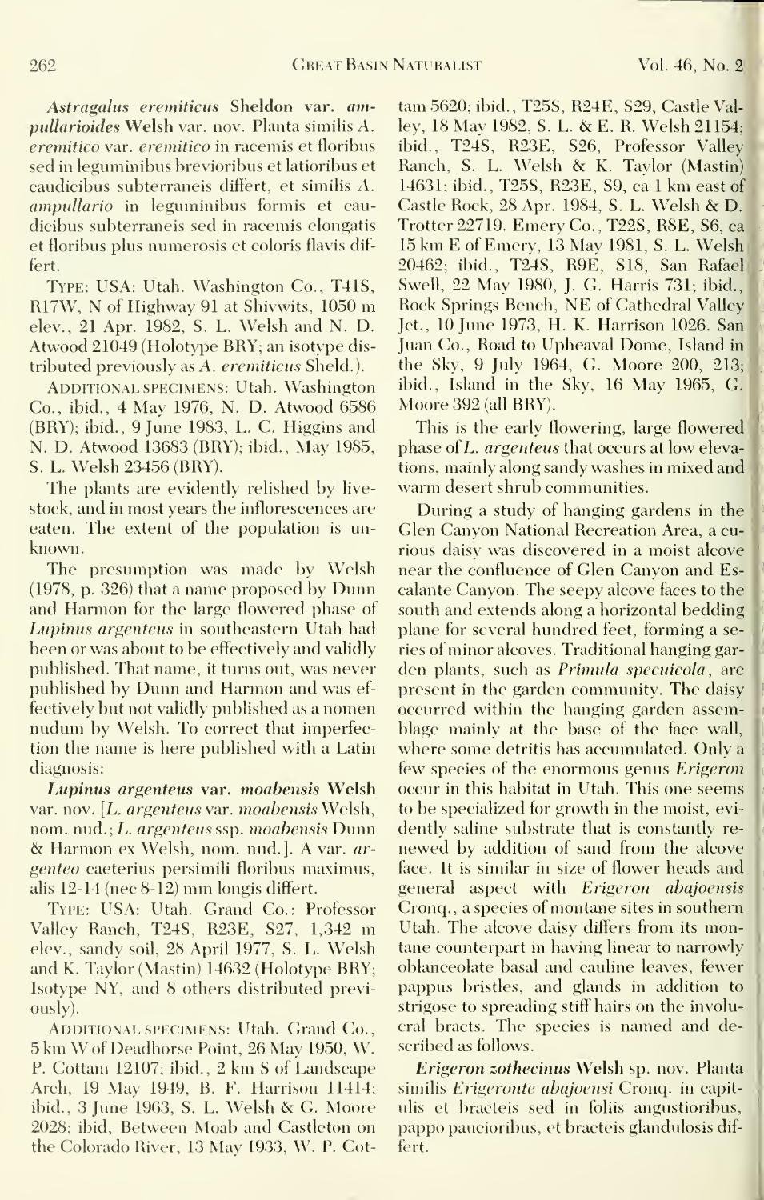***Astragalus eremiticus*** **Sheldon var.** ***ampullarioides*** **Welsh var. nov.** Planta similis *A. eremitico* var. *eremitico* in racemis et floribus sed in leguminibus brevioribus et latioribus et caudicibus subterraneis differt, et similis *A. ampullario* in leguminibus formis et caudicibus subterraneis sed in racemis elongatis et floribus plus numerosis et coloris flavis differt.

Type: USA: Utah. Washington Co., T41S, R17W, N of Highway 91 at Shivwits, 1050 m elev., 21 Apr. 1982, S. L. Welsh and N. D. Atwood 21049 (Holotype BRY; an isotype distributed previously as *A. eremiticus* Sheld.).

Additional specimens: Utah. Washington Co., ibid., 4 May 1976, N. D. Atwood 6586 (BRY); ibid., 9 June 1983, L. C. Higgins and N. D. Atwood 13683 (BRY); ibid., May 1985, S. L. Welsh 23456 (BRY).

The plants are evidently relished by livestock, and in most years the inflorescences are eaten. The extent of the population is unknown.

The presumption was made by Welsh (1978, p. 326) that a name proposed by Dunn and Harmon for the large flowered phase of *Lupinus argenteus* in southeastern Utah had been or was about to be effectively and validly published. That name, it turns out, was never published by Dunn and Harmon and was effectively but not validly published as a nomen nudum by Welsh. To correct that imperfection the name is here published with a Latin diagnosis:

***Lupinus argenteus*** **var.** ***moabensis*** **Welsh var. nov.** [*L. argenteus* var. *moabensis* Welsh, nom. nud.; *L. argenteus* ssp. *moabensis* Dunn & Harmon ex Welsh, nom. nud.]. A var. *argenteo* caeterius persimili floribus maximus, alis 12-14 (nec 8-12) mm longis differt.

Type: USA: Utah. Grand Co.: Professor Valley Ranch, T24S, R23E, S27, 1,342 m elev., sandy soil, 28 April 1977, S. L. Welsh and K. Taylor (Mastin) 14632 (Holotype BRY; Isotype NY, and 8 others distributed previously).

Additional specimens: Utah. Grand Co., 5 km W of Deadhorse Point, 26 May 1950, W. P. Cottam 12107; ibid., 2 km S of Landscape Arch, 19 May 1949, B. F. Harrison 11414; ibid., 3 June 1963, S. L. Welsh & G. Moore 2028; ibid, Between Moab and Castleton on the Colorado River, 13 May 1933, W. P. Cottam 5620; ibid., T25S, R24E, S29, Castle Valley, 18 May 1982, S. L. & E. R. Welsh 21154; ibid., T24S, R23E, S26, Professor Valley Ranch, S. L. Welsh & K. Taylor (Mastin) 14631; ibid., T25S, R23E, S9, ca 1 km east of Castle Rock, 28 Apr. 1984, S. L. Welsh & D. Trotter 22719. Emery Co., T22S, R8E, S6, ca 15 km E of Emery, 13 May 1981, S. L. Welsh 20462; ibid., T24S, R9E, S18, San Rafael Swell, 22 May 1980, J. G. Harris 731; ibid., Rock Springs Bench, NE of Cathedral Valley Jct., 10 June 1973, H. K. Harrison 1026. San Juan Co., Road to Upheaval Dome, Island in the Sky, 9 July 1964, G. Moore 200, 213; ibid., Island in the Sky, 16 May 1965, G. Moore 392 (all BRY).

This is the early flowering, large flowered phase of *L. argenteus* that occurs at low elevations, mainly along sandy washes in mixed and warm desert shrub communities.

During a study of hanging gardens in the Glen Canyon National Recreation Area, a curious daisy was discovered in a moist alcove near the confluence of Glen Canyon and Escalante Canyon. The seepy alcove faces to the south and extends along a horizontal bedding plane for several hundred feet, forming a series of minor alcoves. Traditional hanging garden plants, such as *Primula specuicola*, are present in the garden community. The daisy occurred within the hanging garden assemblage mainly at the base of the face wall, where some detritis has accumulated. Only a few species of the enormous genus *Erigeron* occur in this habitat in Utah. This one seems to be specialized for growth in the moist, evidently saline substrate that is constantly renewed by addition of sand from the alcove face. It is similar in size of flower heads and general aspect with *Erigeron abajoensis* Cronq., a species of montane sites in southern Utah. The alcove daisy differs from its montane counterpart in having linear to narrowly oblanceolate basal and cauline leaves, fewer pappus bristles, and glands in addition to strigose to spreading stiff hairs on the involucral bracts. The species is named and described as follows.

***Erigeron zothecinus*** **Welsh sp. nov.** Planta similis *Erigeronte abajoensi* Cronq. in capitulis et bracteis sed in foliis angustioribus, pappo paucioribus, et bracteis glandulosis differt.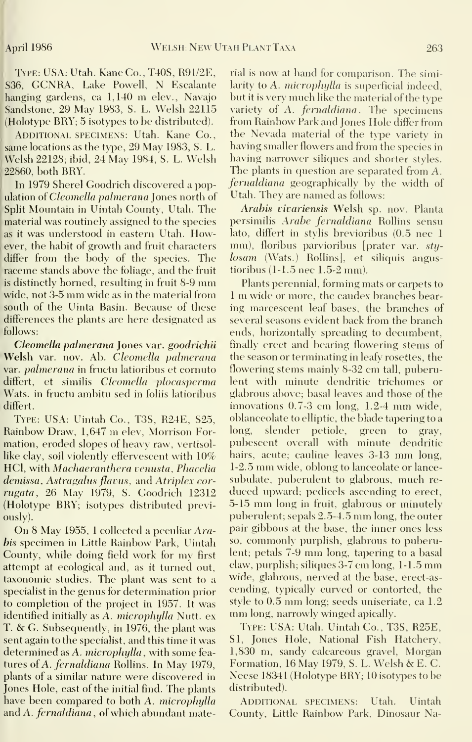TYPE: USA: Utah. Kane Co., T40S, R91/2E, S36, GCNRA, Lake Powell, N Escalante hanging gardens, ca 1,140 m elev., Navajo Sandstone, 29 May 1983, S. L. Welsh 22115 (Holotype BRY; 5 isotypes to be distributed).

ADDITIONAL SPECIMENS: Utah. Kane Co., same locations as the type, 29 May 1983, S. L. Welsh 22128; ibid, 24 May 1984, S. L. Welsh 22860, both BRY.

In 1979 Sherel Goodrich discovered a population of *Cleomella palmerana* Jones north of Split Mountain in Uintah County, Utah. The material was routinely assigned to the species as it was understood in eastern Utah. However, the habit of growth and fruit characters differ from the body of the species. The raceme stands above the foliage, and the fruit is distinctly horned, resulting in fruit 8-9 mm wide, not 3-5 mm wide as in the material from south of the Uinta Basin. Because of these differences the plants are here designated as follows:

***Cleomella palmerana*** **Jones var. *goodrichii*** **Welsh** var. nov. Ab. *Cleomella palmerana* var. *palmerana* in fructu latioribus et cornuto differt, et similis *Cleomella plocasperma* Wats. in fructu ambitu sed in foliis latioribus differt.

TYPE: USA: Uintah Co., T3S, R24E, S25, Rainbow Draw, 1,647 m elev, Morrison Formation, eroded slopes of heavy raw, vertisol-like clay, soil violently effervescent with 10% HCl, with *Machaeranthera venusta*, *Phacelia demissa*, *Astragalus flavus*, and *Atriplex corrugata*, 26 May 1979, S. Goodrich 12312 (Holotype BRY; isotypes distributed previously).

On 8 May 1955, I collected a peculiar *Arabis* specimen in Little Rainbow Park, Uintah County, while doing field work for my first attempt at ecological and, as it turned out, taxonomic studies. The plant was sent to a specialist in the genus for determination prior to completion of the project in 1957. It was identified initially as *A. microphylla* Nutt. ex T. & G. Subsequently, in 1976, the plant was sent again to the specialist, and this time it was determined as *A. microphylla*, with some features of *A. fernaldiana* Rollins. In May 1979, plants of a similar nature were discovered in Jones Hole, east of the initial find. The plants have been compared to both *A. microphylla* and *A. fernaldiana*, of which abundant material is now at hand for comparison. The similarity to *A. microphylla* is superficial indeed, but it is very much like the material of the type variety of *A. fernaldiana*. The specimens from Rainbow Park and Jones Hole differ from the Nevada material of the type variety in having smaller flowers and from the species in having narrower siliques and shorter styles. The plants in question are separated from *A. fernaldiana* geographically by the width of Utah. They are named as follows:

***Arabis vivariensis*** **Welsh** sp. nov. Planta persimilis *Arabe fernaldiana* Rollins sensu lato, differt in stylis brevioribus (0.5 nec 1 mm), floribus parvioribus [prater var. *stylosam* (Wats.) Rollins], et siliquis angustioribus (1-1.5 nec 1.5-2 mm).

Plants perennial, forming mats or carpets to 1 m wide or more, the caudex branches bearing marcescent leaf bases, the branches of several seasons evident back from the branch ends, horizontally spreading to decumbent, finally erect and bearing flowering stems of the season or terminating in leafy rosettes, the flowering stems mainly 8-32 cm tall, puberulent with minute dendritic trichomes or glabrous above; basal leaves and those of the innovations 0.7-3 cm long, 1.2-4 mm wide, oblanceolate to elliptic, the blade tapering to a long, slender petiole, green to gray, pubescent overall with minute dendritic hairs, acute; cauline leaves 3-13 mm long, 1-2.5 mm wide, oblong to lanceolate or lance-subulate, puberulent to glabrous, much reduced upward; pedicels ascending to erect, 5-15 mm long in fruit, glabrous or minutely puberulent; sepals 2.5-4.5 mm long, the outer pair gibbous at the base, the inner ones less so, commonly purplish, glabrous to puberulent; petals 7-9 mm long, tapering to a basal claw, purplish; siliques 3-7 cm long, 1-1.5 mm wide, glabrous, nerved at the base, erect-ascending, typically curved or contorted, the style to 0.5 mm long; seeds uniseriate, ca 1.2 mm long, narrowly winged apically.

TYPE: USA: Utah. Uintah Co., T3S, R25E, S1, Jones Hole, National Fish Hatchery, 1,830 m, sandy calcareous gravel, Morgan Formation, 16 May 1979, S. L. Welsh & E. C. Neese 18341 (Holotype BRY; 10 isotypes to be distributed).

ADDITIONAL SPECIMENS: Utah. Uintah County, Little Rainbow Park, Dinosaur Na-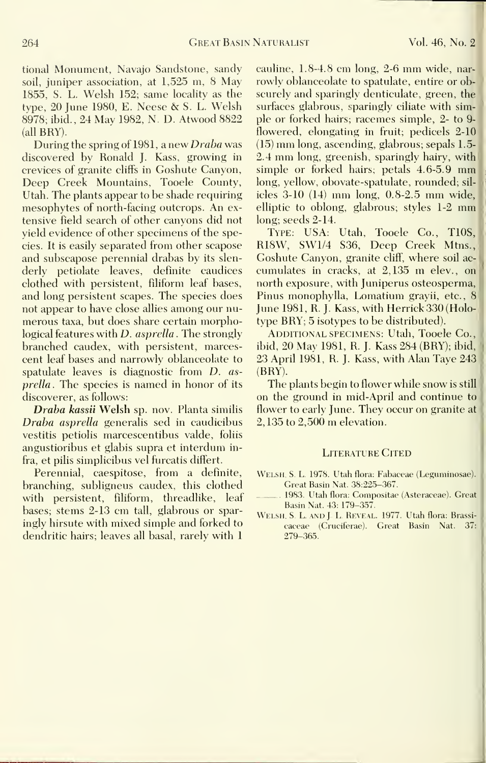tional Monument, Navajo Sandstone, sandy soil, juniper association, at 1,525 m, 8 May 1855, S. L. Welsh 152; same locality as the type, 20 June 1980, E. Neese & S. L. Welsh 8978; ibid., 24 May 1982, N. D. Atwood 8822 (all BRY).

During the spring of 1981, a new *Draba* was discovered by Ronald J. Kass, growing in crevices of granite cliffs in Goshute Canyon, Deep Creek Mountains, Tooele County, Utah. The plants appear to be shade requiring mesophytes of north-facing outcrops. An extensive field search of other canyons did not yield evidence of other specimens of the species. It is easily separated from other scapose and subscapose perennial drabas by its slenderly petiolate leaves, definite caudices clothed with persistent, filiform leaf bases, and long persistent scapes. The species does not appear to have close allies among our numerous taxa, but does share certain morphological features with *D. asprella*. The strongly branched caudex, with persistent, marcescent leaf bases and narrowly oblanceolate to spatulate leaves is diagnostic from *D. asprella*. The species is named in honor of its discoverer, as follows:

***Draba kassii*** **Welsh** sp. nov. Planta similis *Draba asprella* generalis sed in caudicibus vestitis petiolis marcescentibus valde, foliis angustioribus et glabis supra et interdum infra, et pilis simplicibus vel furcatis differt.

Perennial, caespitose, from a definite, branching, subligneus caudex, this clothed with persistent, filiform, threadlike, leaf bases; stems 2-13 cm tall, glabrous or sparingly hirsute with mixed simple and forked to dendritic hairs; leaves all basal, rarely with 1 cauline, 1.8-4.8 cm long, 2-6 mm wide, narrowly oblanceolate to spatulate, entire or obscurely and sparingly denticulate, green, the surfaces glabrous, sparingly ciliate with simple or forked hairs; racemes simple, 2- to 9-flowered, elongating in fruit; pedicels 2-10 (15) mm long, ascending, glabrous; sepals 1.5-2.4 mm long, greenish, sparingly hairy, with simple or forked hairs; petals 4.6-5.9 mm long, yellow, obovate-spatulate, rounded; silicles 3-10 (14) mm long, 0.8-2.5 mm wide, elliptic to oblong, glabrous; styles 1-2 mm long; seeds 2-14.

Type: USA: Utah, Tooele Co., T10S, R18W, SW1/4 S36, Deep Creek Mtns., Goshute Canyon, granite cliff, where soil accumulates in cracks, at 2,135 m elev., on north exposure, with Juniperus osteosperma, Pinus monophylla, Lomatium grayii, etc., 8 June 1981, R. J. Kass, with Herrick 330 (Holotype BRY; 5 isotypes to be distributed).

Additional specimens: Utah, Tooele Co., ibid, 20 May 1981, R. J. Kass 284 (BRY); ibid, 23 April 1981, R. J. Kass, with Alan Taye 243 (BRY).

The plants begin to flower while snow is still on the ground in mid-April and continue to flower to early June. They occur on granite at 2,135 to 2,500 m elevation.

## Literature Cited

Welsh, S. L. 1978. Utah flora: Fabaceae (Leguminosae). Great Basin Nat. 38:225–367.

———. 1983. Utah flora: Compositae (Asteraceae). Great Basin Nat. 43: 179–357.

Welsh, S. L. and J. L. Reveal. 1977. Utah flora: Brassicaceae (Cruciferae). Great Basin Nat. 37: 279–365.